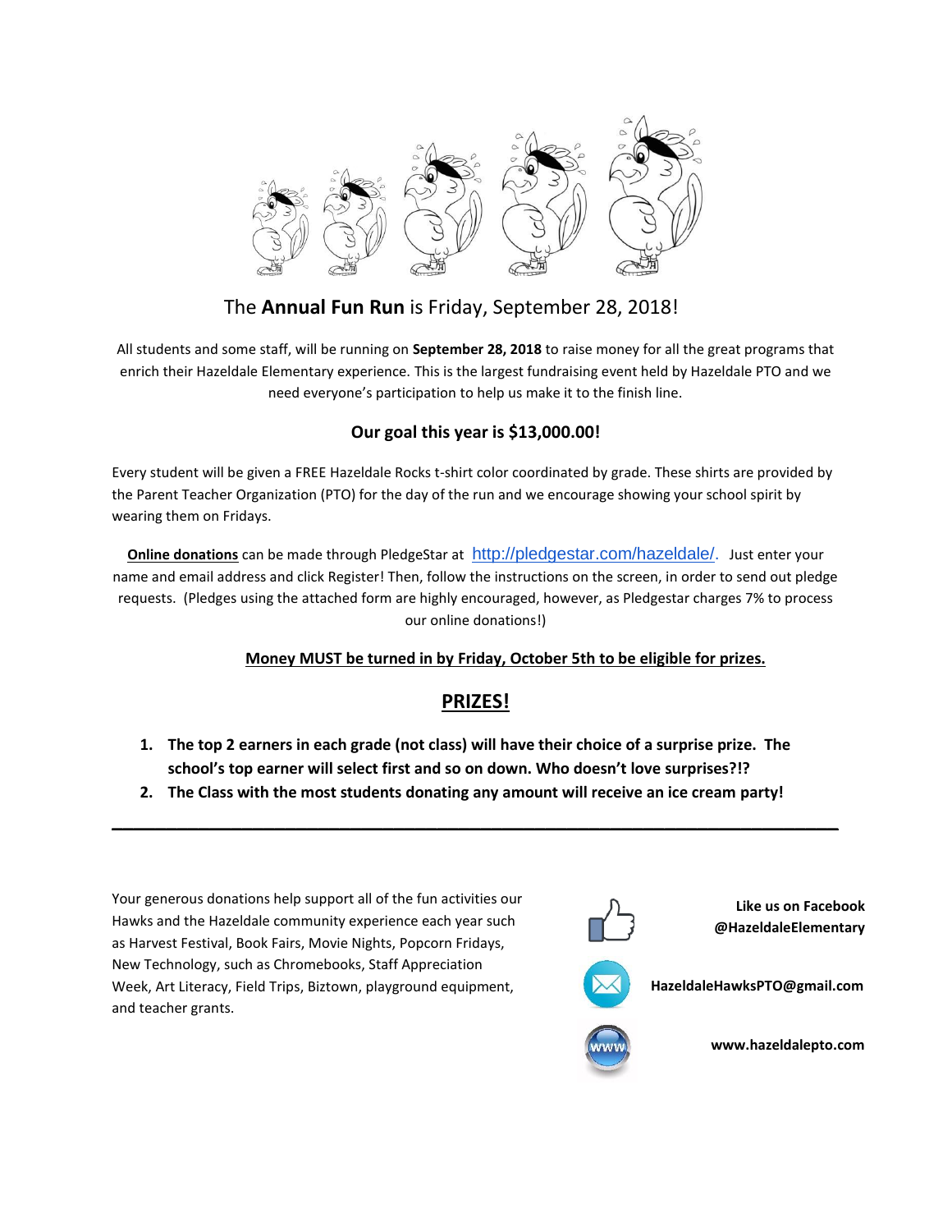The **Annual Fun Run** is Friday, September 28, 2018!

All students and some staff, will be running on **September 28, 2018** to raise money for all the great programs that enrich their Hazeldale Elementary experience. This is the largest fundraising event held by Hazeldale PTO and we need everyone's participation to help us make it to the finish line.

**Our goal this year is $13,000.00!**

Every student will be given a FREE Hazeldale Rocks t-shirt color coordinated by grade. These shirts are provided by the Parent Teacher Organization (PTO) for the day of the run and we encourage showing your school spirit by wearing them on Fridays.

**Online donations** can be made through PledgeStar at http://pledgestar.com/hazeldale/. Just enter your name and email address and click Register! Then, follow the instructions on the screen, in order to send out pledge requests. (Pledges using the attached form are highly encouraged, however, as Pledgestar charges 7% to process our online donations!)

**Money MUST be turned in by Friday, October 5th to be eligible for prizes.**

## PRIZES!

1. **The top 2 earners in each grade (not class) will have their choice of a surprise prize. The school's top earner will select first and so on down. Who doesn't love surprises?!?**
2. **The Class with the most students donating any amount will receive an ice cream party!**

---

Your generous donations help support all of the fun activities our Hawks and the Hazeldale community experience each year such as Harvest Festival, Book Fairs, Movie Nights, Popcorn Fridays, New Technology, such as Chromebooks, Staff Appreciation Week, Art Literacy, Field Trips, Biztown, playground equipment, and teacher grants.

**Like us on Facebook @HazeldaleElementary**

**HazeldaleHawksPTO@gmail.com**

**www.hazeldalepto.com**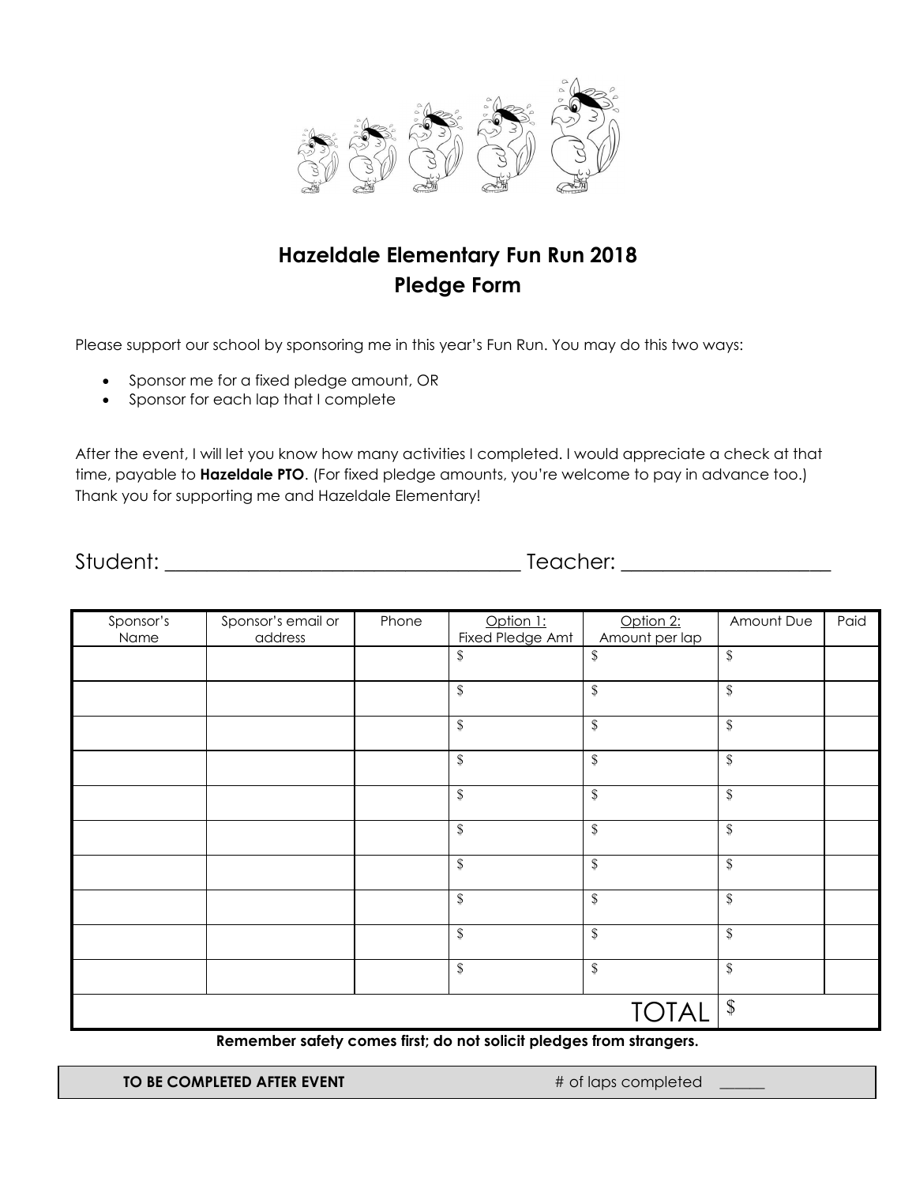## Hazeldale Elementary Fun Run 2018
## Pledge Form

Please support our school by sponsoring me in this year's Fun Run. You may do this two ways:

- Sponsor me for a fixed pledge amount, OR
- Sponsor for each lap that I complete

After the event, I will let you know how many activities I completed. I would appreciate a check at that time, payable to **Hazeldale PTO**. (For fixed pledge amounts, you're welcome to pay in advance too.) Thank you for supporting me and Hazeldale Elementary!

Student: ___________________________________ Teacher: ____________________

| Sponsor's Name | Sponsor's email or address | Phone | Option 1: Fixed Pledge Amt | Option 2: Amount per lap | Amount Due | Paid |
|---|---|---|---|---|---|---|
| | | | $ | $ | $ | |
| | | | $ | $ | $ | |
| | | | $ | $ | $ | |
| | | | $ | $ | $ | |
| | | | $ | $ | $ | |
| | | | $ | $ | $ | |
| | | | $ | $ | $ | |
| | | | $ | $ | $ | |
| | | | $ | $ | $ | |
| | | | $ | $ | $ | |
| | | | | TOTAL | $ | |

**Remember safety comes first; do not solicit pledges from strangers.**

**TO BE COMPLETED AFTER EVENT** # of laps completed ______